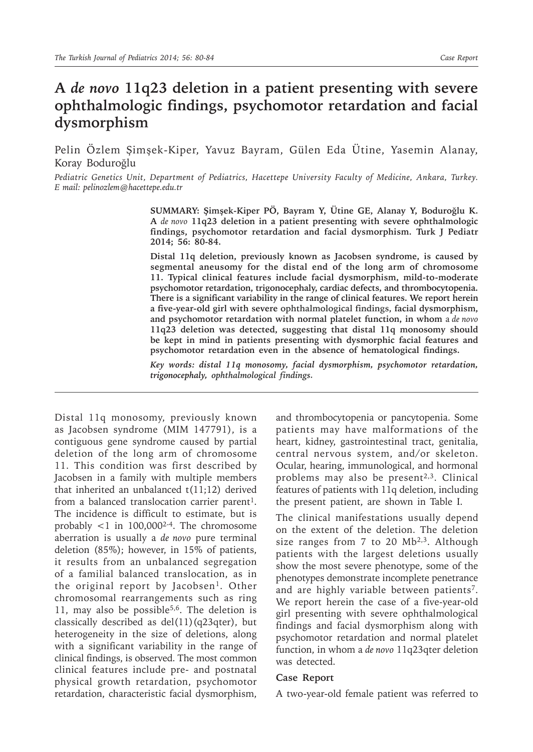# A *de novo* 11q23 deletion in a patient presenting with severe ophthalmologic findings, psychomotor retardation and facial dysmorphism

Pelin Özlem Şimşek-Kiper, Yavuz Bayram, Gülen Eda Ütine, Yasemin Alanay, Koray Boduroğlu

*Pediatric Genetics Unit, Department of Pediatrics, Hacettepe University Faculty of Medicine, Ankara, Turkey. E mail: pelinozlem@hacettepe.edu.tr*

**SUMMARY: Şimşek-Kiper PÖ, Bayram Y, Ütine GE, Alanay Y, Boduroğlu K. A *de novo* 11q23 deletion in a patient presenting with severe ophthalmologic findings, psychomotor retardation and facial dysmorphism. Turk J Pediatr 2014; 56: 80-84.**

**Distal 11q deletion, previously known as Jacobsen syndrome, is caused by segmental aneusomy for the distal end of the long arm of chromosome 11. Typical clinical features include facial dysmorphism, mild-to-moderate psychomotor retardation, trigonocephaly, cardiac defects, and thrombocytopenia. There is a significant variability in the range of clinical features. We report herein a five-year-old girl with severe ophthalmological findings, facial dysmorphism, and psychomotor retardation with normal platelet function, in whom a *de novo* 11q23 deletion was detected, suggesting that distal 11q monosomy should be kept in mind in patients presenting with dysmorphic facial features and psychomotor retardation even in the absence of hematological findings.**

*Key words: distal 11q monosomy, facial dysmorphism, psychomotor retardation, trigonocephaly, ophthalmological findings.*

Distal 11q monosomy, previously known as Jacobsen syndrome (MIM 147791), is a contiguous gene syndrome caused by partial deletion of the long arm of chromosome 11. This condition was first described by Jacobsen in a family with multiple members that inherited an unbalanced t(11;12) derived from a balanced translocation carrier parent[1]. The incidence is difficult to estimate, but is probably <1 in 100,000[2-4]. The chromosome aberration is usually a *de novo* pure terminal deletion (85%); however, in 15% of patients, it results from an unbalanced segregation of a familial balanced translocation, as in the original report by Jacobsen[1]. Other chromosomal rearrangements such as ring 11, may also be possible[5,6]. The deletion is classically described as del(11)(q23qter), but heterogeneity in the size of deletions, along with a significant variability in the range of clinical findings, is observed. The most common clinical features include pre- and postnatal physical growth retardation, psychomotor retardation, characteristic facial dysmorphism, and thrombocytopenia or pancytopenia. Some patients may have malformations of the heart, kidney, gastrointestinal tract, genitalia, central nervous system, and/or skeleton. Ocular, hearing, immunological, and hormonal problems may also be present[2,3]. Clinical features of patients with 11q deletion, including the present patient, are shown in Table I.

The clinical manifestations usually depend on the extent of the deletion. The deletion size ranges from 7 to 20 Mb[2,3]. Although patients with the largest deletions usually show the most severe phenotype, some of the phenotypes demonstrate incomplete penetrance and are highly variable between patients[7]. We report herein the case of a five-year-old girl presenting with severe ophthalmological findings and facial dysmorphism along with psychomotor retardation and normal platelet function, in whom a *de novo* 11q23qter deletion was detected.

## Case Report

A two-year-old female patient was referred to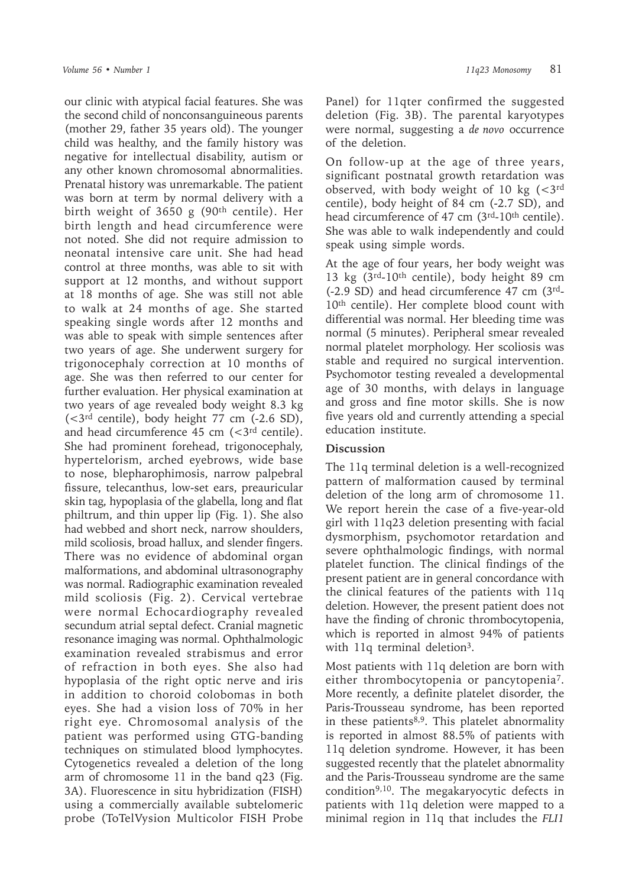our clinic with atypical facial features. She was the second child of nonconsanguineous parents (mother 29, father 35 years old). The younger child was healthy, and the family history was negative for intellectual disability, autism or any other known chromosomal abnormalities. Prenatal history was unremarkable. The patient was born at term by normal delivery with a birth weight of 3650 g (90th centile). Her birth length and head circumference were not noted. She did not require admission to neonatal intensive care unit. She had head control at three months, was able to sit with support at 12 months, and without support at 18 months of age. She was still not able to walk at 24 months of age. She started speaking single words after 12 months and was able to speak with simple sentences after two years of age. She underwent surgery for trigonocephaly correction at 10 months of age. She was then referred to our center for further evaluation. Her physical examination at two years of age revealed body weight 8.3 kg (<3rd centile), body height 77 cm (-2.6 SD), and head circumference 45 cm (<3rd centile). She had prominent forehead, trigonocephaly, hypertelorism, arched eyebrows, wide base to nose, blepharophimosis, narrow palpebral fissure, telecanthus, low-set ears, preauricular skin tag, hypoplasia of the glabella, long and flat philtrum, and thin upper lip (Fig. 1). She also had webbed and short neck, narrow shoulders, mild scoliosis, broad hallux, and slender fingers. There was no evidence of abdominal organ malformations, and abdominal ultrasonography was normal. Radiographic examination revealed mild scoliosis (Fig. 2). Cervical vertebrae were normal Echocardiography revealed secundum atrial septal defect. Cranial magnetic resonance imaging was normal. Ophthalmologic examination revealed strabismus and error of refraction in both eyes. She also had hypoplasia of the right optic nerve and iris in addition to choroid colobomas in both eyes. She had a vision loss of 70% in her right eye. Chromosomal analysis of the patient was performed using GTG-banding techniques on stimulated blood lymphocytes. Cytogenetics revealed a deletion of the long arm of chromosome 11 in the band q23 (Fig. 3A). Fluorescence in situ hybridization (FISH) using a commercially available subtelomeric probe (ToTelVysion Multicolor FISH Probe Panel) for 11qter confirmed the suggested deletion (Fig. 3B). The parental karyotypes were normal, suggesting a *de novo* occurrence of the deletion.

On follow-up at the age of three years, significant postnatal growth retardation was observed, with body weight of 10 kg (<3rd centile), body height of 84 cm (-2.7 SD), and head circumference of 47 cm (3rd-10th centile). She was able to walk independently and could speak using simple words.

At the age of four years, her body weight was 13 kg (3rd-10th centile), body height 89 cm (-2.9 SD) and head circumference 47 cm (3rd-10th centile). Her complete blood count with differential was normal. Her bleeding time was normal (5 minutes). Peripheral smear revealed normal platelet morphology. Her scoliosis was stable and required no surgical intervention. Psychomotor testing revealed a developmental age of 30 months, with delays in language and gross and fine motor skills. She is now five years old and currently attending a special education institute.

## Discussion

The 11q terminal deletion is a well-recognized pattern of malformation caused by terminal deletion of the long arm of chromosome 11. We report herein the case of a five-year-old girl with 11q23 deletion presenting with facial dysmorphism, psychomotor retardation and severe ophthalmologic findings, with normal platelet function. The clinical findings of the present patient are in general concordance with the clinical features of the patients with 11q deletion. However, the present patient does not have the finding of chronic thrombocytopenia, which is reported in almost 94% of patients with 11q terminal deletion[3].

Most patients with 11q deletion are born with either thrombocytopenia or pancytopenia[7]. More recently, a definite platelet disorder, the Paris-Trousseau syndrome, has been reported in these patients[8,9]. This platelet abnormality is reported in almost 88.5% of patients with 11q deletion syndrome. However, it has been suggested recently that the platelet abnormality and the Paris-Trousseau syndrome are the same condition[9,10]. The megakaryocytic defects in patients with 11q deletion were mapped to a minimal region in 11q that includes the *FLI1*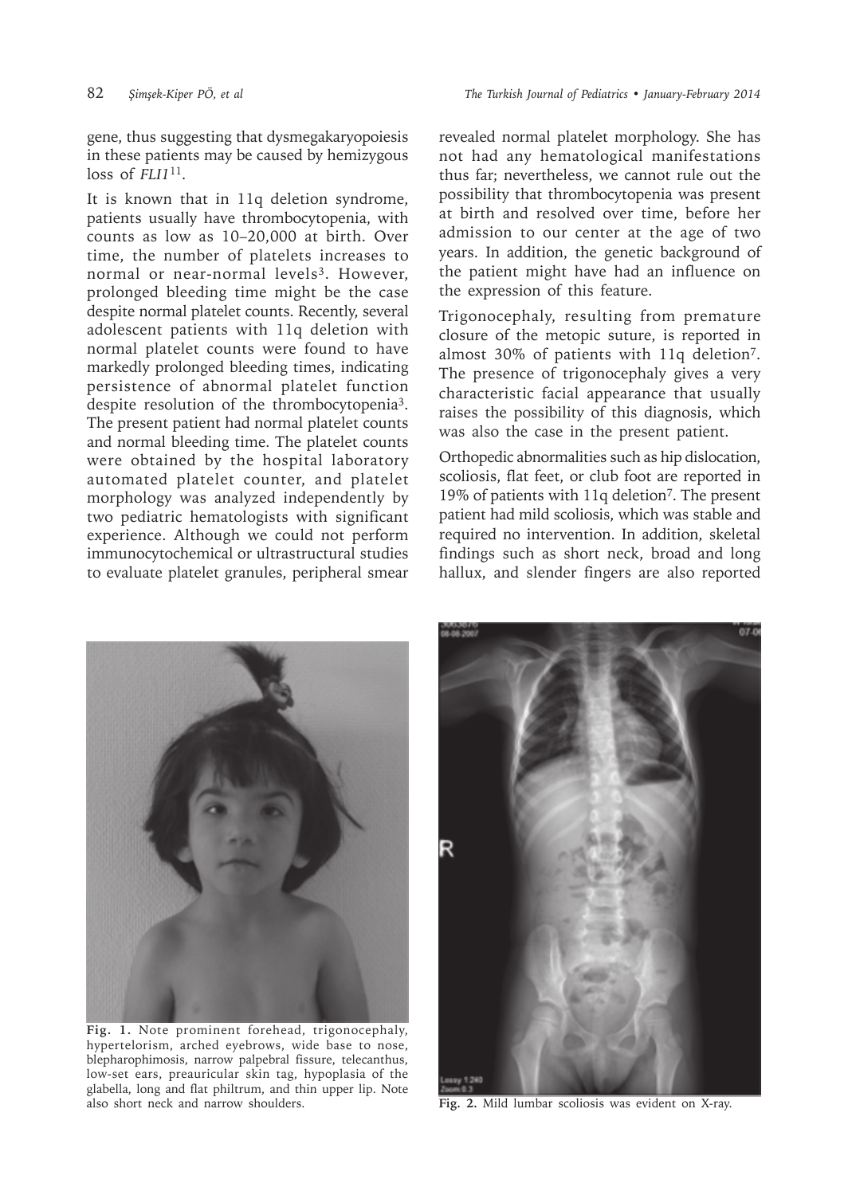gene, thus suggesting that dysmegakaryopoiesis in these patients may be caused by hemizygous loss of *FLI1*[11].

It is known that in 11q deletion syndrome, patients usually have thrombocytopenia, with counts as low as 10–20,000 at birth. Over time, the number of platelets increases to normal or near-normal levels[3]. However, prolonged bleeding time might be the case despite normal platelet counts. Recently, several adolescent patients with 11q deletion with normal platelet counts were found to have markedly prolonged bleeding times, indicating persistence of abnormal platelet function despite resolution of the thrombocytopenia[3]. The present patient had normal platelet counts and normal bleeding time. The platelet counts were obtained by the hospital laboratory automated platelet counter, and platelet morphology was analyzed independently by two pediatric hematologists with significant experience. Although we could not perform immunocytochemical or ultrastructural studies to evaluate platelet granules, peripheral smear revealed normal platelet morphology. She has not had any hematological manifestations thus far; nevertheless, we cannot rule out the possibility that thrombocytopenia was present at birth and resolved over time, before her admission to our center at the age of two years. In addition, the genetic background of the patient might have had an influence on the expression of this feature.

Trigonocephaly, resulting from premature closure of the metopic suture, is reported in almost 30% of patients with 11q deletion[7]. The presence of trigonocephaly gives a very characteristic facial appearance that usually raises the possibility of this diagnosis, which was also the case in the present patient.

Orthopedic abnormalities such as hip dislocation, scoliosis, flat feet, or club foot are reported in 19% of patients with 11q deletion[7]. The present patient had mild scoliosis, which was stable and required no intervention. In addition, skeletal findings such as short neck, broad and long hallux, and slender fingers are also reported

**Fig. 1.** Note prominent forehead, trigonocephaly, hypertelorism, arched eyebrows, wide base to nose, blepharophimosis, narrow palpebral fissure, telecanthus, low-set ears, preauricular skin tag, hypoplasia of the glabella, long and flat philtrum, and thin upper lip. Note also short neck and narrow shoulders.

**Fig. 2.** Mild lumbar scoliosis was evident on X-ray.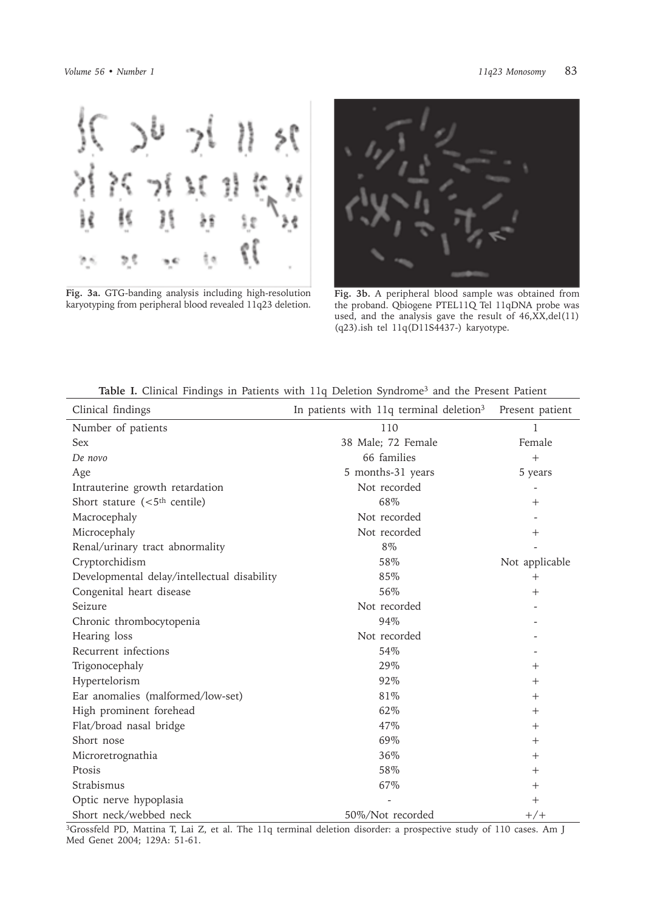**Fig. 3a.** GTG-banding analysis including high-resolution karyotyping from peripheral blood revealed 11q23 deletion.

**Fig. 3b.** A peripheral blood sample was obtained from the proband. Qbiogene PTEL11Q Tel 11qDNA probe was used, and the analysis gave the result of 46,XX,del(11)(q23).ish tel 11q(D11S4437-) karyotype.

**Table I.** Clinical Findings in Patients with 11q Deletion Syndrome[3] and the Present Patient

| Clinical findings | In patients with 11q terminal deletion[3] | Present patient |
|---|---|---|
| Number of patients | 110 | 1 |
| Sex | 38 Male; 72 Female | Female |
| *De novo* | 66 families | + |
| Age | 5 months-31 years | 5 years |
| Intrauterine growth retardation | Not recorded | - |
| Short stature (<5th centile) | 68% | + |
| Macrocephaly | Not recorded | - |
| Microcephaly | Not recorded | + |
| Renal/urinary tract abnormality | 8% | - |
| Cryptorchidism | 58% | Not applicable |
| Developmental delay/intellectual disability | 85% | + |
| Congenital heart disease | 56% | + |
| Seizure | Not recorded | - |
| Chronic thrombocytopenia | 94% | - |
| Hearing loss | Not recorded | - |
| Recurrent infections | 54% | - |
| Trigonocephaly | 29% | + |
| Hypertelorism | 92% | + |
| Ear anomalies (malformed/low-set) | 81% | + |
| High prominent forehead | 62% | + |
| Flat/broad nasal bridge | 47% | + |
| Short nose | 69% | + |
| Microretrognathia | 36% | + |
| Ptosis | 58% | + |
| Strabismus | 67% | + |
| Optic nerve hypoplasia | - | + |
| Short neck/webbed neck | 50%/Not recorded | +/+ |

[3]Grossfeld PD, Mattina T, Lai Z, et al. The 11q terminal deletion disorder: a prospective study of 110 cases. Am J Med Genet 2004; 129A: 51-61.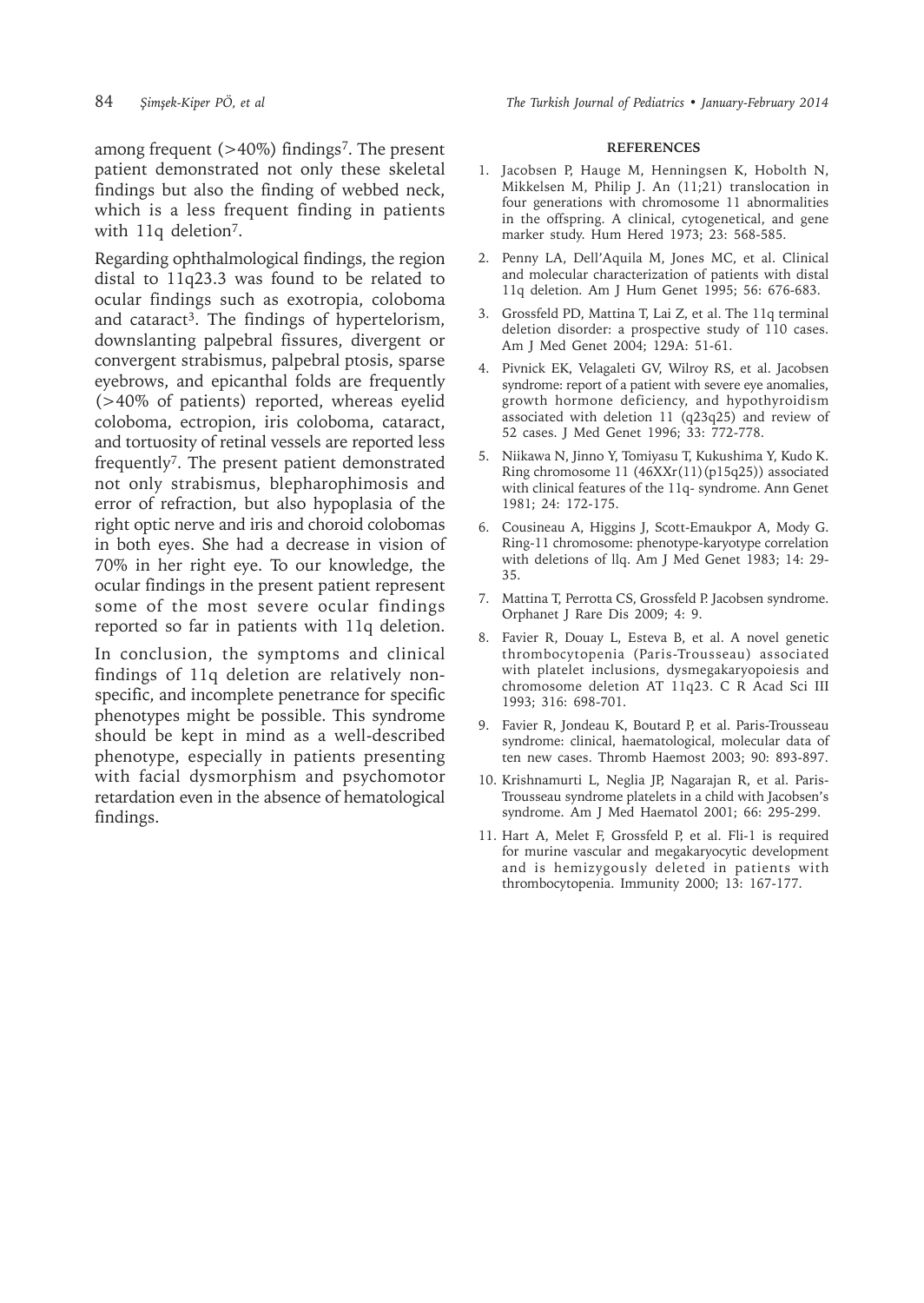among frequent (>40%) findings[7]. The present patient demonstrated not only these skeletal findings but also the finding of webbed neck, which is a less frequent finding in patients with 11q deletion[7].

Regarding ophthalmological findings, the region distal to 11q23.3 was found to be related to ocular findings such as exotropia, coloboma and cataract[3]. The findings of hypertelorism, downslanting palpebral fissures, divergent or convergent strabismus, palpebral ptosis, sparse eyebrows, and epicanthal folds are frequently (>40% of patients) reported, whereas eyelid coloboma, ectropion, iris coloboma, cataract, and tortuosity of retinal vessels are reported less frequently[7]. The present patient demonstrated not only strabismus, blepharophimosis and error of refraction, but also hypoplasia of the right optic nerve and iris and choroid colobomas in both eyes. She had a decrease in vision of 70% in her right eye. To our knowledge, the ocular findings in the present patient represent some of the most severe ocular findings reported so far in patients with 11q deletion.

In conclusion, the symptoms and clinical findings of 11q deletion are relatively non-specific, and incomplete penetrance for specific phenotypes might be possible. This syndrome should be kept in mind as a well-described phenotype, especially in patients presenting with facial dysmorphism and psychomotor retardation even in the absence of hematological findings.

## REFERENCES

1. Jacobsen P, Hauge M, Henningsen K, Hobolth N, Mikkelsen M, Philip J. An (11;21) translocation in four generations with chromosome 11 abnormalities in the offspring. A clinical, cytogenetical, and gene marker study. Hum Hered 1973; 23: 568-585.
2. Penny LA, Dell'Aquila M, Jones MC, et al. Clinical and molecular characterization of patients with distal 11q deletion. Am J Hum Genet 1995; 56: 676-683.
3. Grossfeld PD, Mattina T, Lai Z, et al. The 11q terminal deletion disorder: a prospective study of 110 cases. Am J Med Genet 2004; 129A: 51-61.
4. Pivnick EK, Velagaleti GV, Wilroy RS, et al. Jacobsen syndrome: report of a patient with severe eye anomalies, growth hormone deficiency, and hypothyroidism associated with deletion 11 (q23q25) and review of 52 cases. J Med Genet 1996; 33: 772-778.
5. Niikawa N, Jinno Y, Tomiyasu T, Kukushima Y, Kudo K. Ring chromosome 11 (46XXr(11)(p15q25)) associated with clinical features of the 11q- syndrome. Ann Genet 1981; 24: 172-175.
6. Cousineau A, Higgins J, Scott-Emaukpor A, Mody G. Ring-11 chromosome: phenotype-karyotype correlation with deletions of llq. Am J Med Genet 1983; 14: 29-35.
7. Mattina T, Perrotta CS, Grossfeld P. Jacobsen syndrome. Orphanet J Rare Dis 2009; 4: 9.
8. Favier R, Douay L, Esteva B, et al. A novel genetic thrombocytopenia (Paris-Trousseau) associated with platelet inclusions, dysmegakaryopoiesis and chromosome deletion AT 11q23. C R Acad Sci III 1993; 316: 698-701.
9. Favier R, Jondeau K, Boutard P, et al. Paris-Trousseau syndrome: clinical, haematological, molecular data of ten new cases. Thromb Haemost 2003; 90: 893-897.
10. Krishnamurti L, Neglia JP, Nagarajan R, et al. Paris-Trousseau syndrome platelets in a child with Jacobsen's syndrome. Am J Med Haematol 2001; 66: 295-299.
11. Hart A, Melet F, Grossfeld P, et al. Fli-1 is required for murine vascular and megakaryocytic development and is hemizygously deleted in patients with thrombocytopenia. Immunity 2000; 13: 167-177.